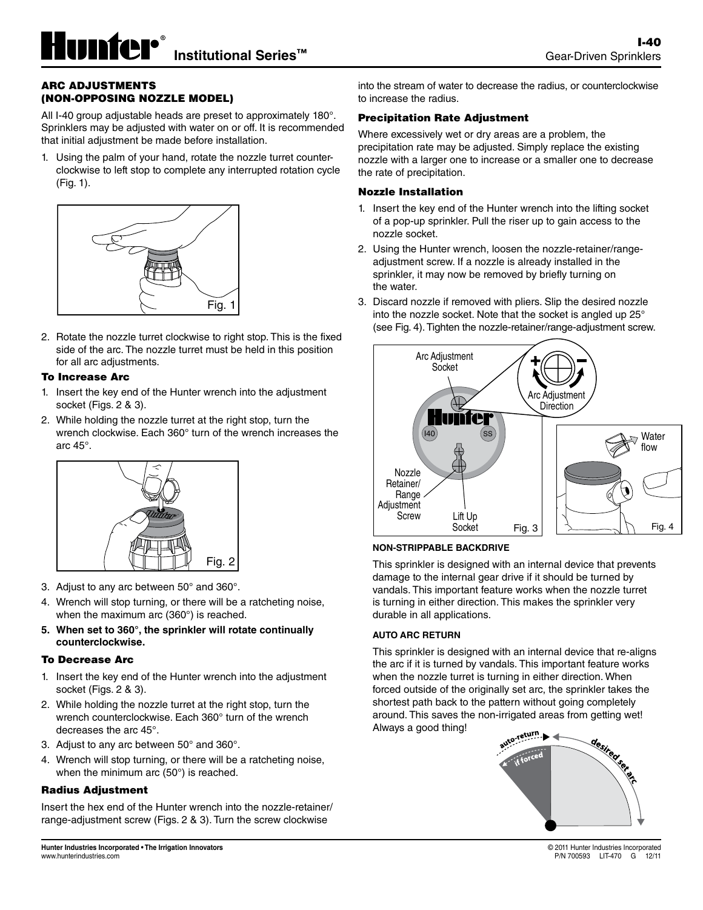# Hunter® Institutional Series™

**I-40**
Gear-Driven Sprinklers

## ARC ADJUSTMENTS (NON-OPPOSING NOZZLE MODEL)

All I-40 group adjustable heads are preset to approximately 180°. Sprinklers may be adjusted with water on or off. It is recommended that initial adjustment be made before installation.

1. Using the palm of your hand, rotate the nozzle turret counter-clockwise to left stop to complete any interrupted rotation cycle (Fig. 1).

Fig. 1

2. Rotate the nozzle turret clockwise to right stop. This is the fixed side of the arc. The nozzle turret must be held in this position for all arc adjustments.

### To Increase Arc

1. Insert the key end of the Hunter wrench into the adjustment socket (Figs. 2 & 3).
2. While holding the nozzle turret at the right stop, turn the wrench clockwise. Each 360° turn of the wrench increases the arc 45°.

Fig. 2

3. Adjust to any arc between 50° and 360°.
4. Wrench will stop turning, or there will be a ratcheting noise, when the maximum arc (360°) is reached.
5. **When set to 360°, the sprinkler will rotate continually counterclockwise.**

### To Decrease Arc

1. Insert the key end of the Hunter wrench into the adjustment socket (Figs. 2 & 3).
2. While holding the nozzle turret at the right stop, turn the wrench counterclockwise. Each 360° turn of the wrench decreases the arc 45°.
3. Adjust to any arc between 50° and 360°.
4. Wrench will stop turning, or there will be a ratcheting noise, when the minimum arc (50°) is reached.

### Radius Adjustment

Insert the hex end of the Hunter wrench into the nozzle-retainer/range-adjustment screw (Figs. 2 & 3). Turn the screw clockwise into the stream of water to decrease the radius, or counterclockwise to increase the radius.

### Precipitation Rate Adjustment

Where excessively wet or dry areas are a problem, the precipitation rate may be adjusted. Simply replace the existing nozzle with a larger one to increase or a smaller one to decrease the rate of precipitation.

### Nozzle Installation

1. Insert the key end of the Hunter wrench into the lifting socket of a pop-up sprinkler. Pull the riser up to gain access to the nozzle socket.
2. Using the Hunter wrench, loosen the nozzle-retainer/range-adjustment screw. If a nozzle is already installed in the sprinkler, it may now be removed by briefly turning on the water.
3. Discard nozzle if removed with pliers. Slip the desired nozzle into the nozzle socket. Note that the socket is angled up 25° (see Fig. 4). Tighten the nozzle-retainer/range-adjustment screw.

Arc Adjustment Socket
Arc Adjustment Direction
Nozzle Retainer/ Range Adjustment Screw
Lift Up Socket
Fig. 3

Water flow
Fig. 4

#### NON-STRIPPABLE BACKDRIVE

This sprinkler is designed with an internal device that prevents damage to the internal gear drive if it should be turned by vandals. This important feature works when the nozzle turret is turning in either direction. This makes the sprinkler very durable in all applications.

#### AUTO ARC RETURN

This sprinkler is designed with an internal device that re-aligns the arc if it is turned by vandals. This important feature works when the nozzle turret is turning in either direction. When forced outside of the originally set arc, the sprinkler takes the shortest path back to the pattern without going completely around. This saves the non-irrigated areas from getting wet! Always a good thing!

auto-return
if forced
desired set arc

Hunter Industries Incorporated • The Irrigation Innovators
www.hunterindustries.com

© 2011 Hunter Industries Incorporated
P/N 700593 LIT-470 G 12/11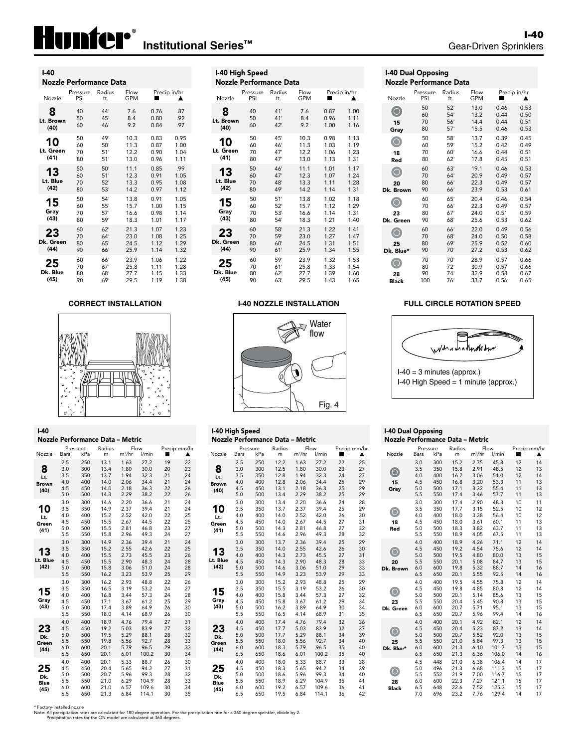# Hunter® Institutional Series™

## I-40 Gear-Driven Sprinklers

### I-40 Nozzle Performance Data

| Nozzle | Pressure PSI | Radius ft. | Flow GPM | Precip in/hr ■ | Precip in/hr ▲ |
|---|---|---|---|---|---|
| 8 Lt. Brown (40) | 40 | 44' | 7.6 | 0.76 | .87 |
| | 50 | 45' | 8.4 | 0.80 | .92 |
| | 60 | 46' | 9.2 | 0.84 | .97 |
| 10 Lt. Green (41) | 50 | 49' | 10.3 | 0.83 | 0.95 |
| | 60 | 50' | 11.3 | 0.87 | 1.00 |
| | 70 | 51' | 12.2 | 0.90 | 1.04 |
| | 80 | 51' | 13.0 | 0.96 | 1.11 |
| 13 Lt. Blue (42) | 50 | 50' | 11.1 | 0.85 | .99 |
| | 60 | 51' | 12.3 | 0.91 | 1.05 |
| | 70 | 52' | 13.3 | 0.95 | 1.08 |
| | 80 | 53' | 14.2 | 0.97 | 1.12 |
| 15 Gray (43) | 50 | 54' | 13.8 | 0.91 | 1.05 |
| | 60 | 55' | 15.7 | 1.00 | 1.15 |
| | 70 | 57' | 16.6 | 0.98 | 1.14 |
| | 80 | 59' | 18.3 | 1.01 | 1.17 |
| 23 Dk. Green (44) | 60 | 62' | 21.3 | 1.07 | 1.23 |
| | 70 | 64' | 23.0 | 1.08 | 1.25 |
| | 80 | 65' | 24.5 | 1.12 | 1.29 |
| | 90 | 66' | 25.9 | 1.14 | 1.32 |
| 25 Dk. Blue (45) | 60 | 66' | 23.9 | 1.06 | 1.22 |
| | 70 | 67' | 25.8 | 1.11 | 1.28 |
| | 80 | 68' | 27.7 | 1.15 | 1.33 |
| | 90 | 69' | 29.5 | 1.19 | 1.38 |

### I-40 High Speed Nozzle Performance Data

| Nozzle | Pressure PSI | Radius ft. | Flow GPM | Precip in/hr ■ | Precip in/hr ▲ |
|---|---|---|---|---|---|
| 8 Lt. Brown (40) | 40 | 41' | 7.6 | 0.87 | 1.00 |
| | 50 | 41' | 8.4 | 0.96 | 1.11 |
| | 60 | 42' | 9.2 | 1.00 | 1.16 |
| 10 Lt. Green (41) | 50 | 45' | 10.3 | 0.98 | 1.13 |
| | 60 | 46' | 11.3 | 1.03 | 1.19 |
| | 70 | 47' | 12.2 | 1.06 | 1.23 |
| | 80 | 47' | 13.0 | 1.13 | 1.31 |
| 13 Lt. Blue (42) | 50 | 46' | 11.1 | 1.01 | 1.17 |
| | 60 | 47' | 12.3 | 1.07 | 1.24 |
| | 70 | 48' | 13.3 | 1.11 | 1.28 |
| | 80 | 49' | 14.2 | 1.14 | 1.31 |
| 15 Gray (43) | 50 | 51' | 13.8 | 1.02 | 1.18 |
| | 60 | 52' | 15.7 | 1.12 | 1.29 |
| | 70 | 53' | 16.6 | 1.14 | 1.31 |
| | 80 | 54' | 18.3 | 1.21 | 1.40 |
| 23 Dk. Green (44) | 60 | 58' | 21.3 | 1.22 | 1.41 |
| | 70 | 59' | 23.0 | 1.27 | 1.47 |
| | 80 | 60' | 24.5 | 1.31 | 1.51 |
| | 90 | 61' | 25.9 | 1.34 | 1.55 |
| 25 Dk. Blue (45) | 60 | 59' | 23.9 | 1.32 | 1.53 |
| | 70 | 61' | 25.8 | 1.33 | 1.54 |
| | 80 | 62' | 27.7 | 1.39 | 1.60 |
| | 90 | 63' | 29.5 | 1.43 | 1.65 |

### I-40 Dual Opposing Nozzle Performance Data

| Nozzle | Pressure PSI | Radius ft. | Flow GPM | Precip in/hr ■ | Precip in/hr ▲ |
|---|---|---|---|---|---|
| 15 Gray | 50 | 52' | 13.0 | 0.46 | 0.53 |
| | 60 | 54' | 13.2 | 0.44 | 0.50 |
| | 70 | 56' | 14.4 | 0.44 | 0.51 |
| | 80 | 57' | 15.5 | 0.46 | 0.53 |
| 18 Red | 50 | 58' | 13.7 | 0.39 | 0.45 |
| | 60 | 59' | 15.2 | 0.42 | 0.49 |
| | 70 | 60' | 16.6 | 0.44 | 0.51 |
| | 80 | 62' | 17.8 | 0.45 | 0.51 |
| 20 Dk. Brown | 60 | 63' | 19.1 | 0.46 | 0.53 |
| | 70 | 64' | 20.9 | 0.49 | 0.57 |
| | 80 | 66' | 22.3 | 0.49 | 0.57 |
| | 90 | 66' | 23.9 | 0.53 | 0.61 |
| 23 Dk. Green | 60 | 65' | 20.4 | 0.46 | 0.54 |
| | 70 | 66' | 22.3 | 0.49 | 0.57 |
| | 80 | 67' | 24.0 | 0.51 | 0.59 |
| | 90 | 68' | 25.6 | 0.53 | 0.62 |
| 25 Dk. Blue* | 60 | 66' | 22.0 | 0.49 | 0.56 |
| | 70 | 68' | 24.0 | 0.50 | 0.58 |
| | 80 | 69' | 25.9 | 0.52 | 0.60 |
| | 90 | 70' | 27.2 | 0.53 | 0.62 |
| 28 Black | 70 | 70' | 28.9 | 0.57 | 0.66 |
| | 80 | 72' | 30.9 | 0.57 | 0.66 |
| | 90 | 74' | 32.9 | 0.58 | 0.67 |
| | 100 | 76' | 33.7 | 0.56 | 0.65 |

**CORRECT INSTALLATION**

**I-40 NOZZLE INSTALLATION**

Water flow

Fig. 4

**FULL CIRCLE ROTATION SPEED**

I-40 = 3 minutes (approx.)

I-40 High Speed = 1 minute (approx.)

### I-40 Nozzle Performance Data – Metric

| Nozzle | Pressure Bars | Pressure kPa | Radius m | Flow m³/hr | Flow l/min | Precip mm/hr ■ | Precip mm/hr ▲ |
|---|---|---|---|---|---|---|---|
| 8 Lt. Brown (40) | 2.5 | 250 | 13.1 | 1.63 | 27.2 | 19 | 22 |
| | 3.0 | 300 | 13.4 | 1.80 | 30.0 | 20 | 23 |
| | 3.5 | 350 | 13.7 | 1.94 | 32.3 | 21 | 24 |
| | 4.0 | 400 | 14.0 | 2.06 | 34.4 | 21 | 24 |
| | 4.5 | 450 | 14.0 | 2.18 | 36.3 | 22 | 26 |
| | 5.0 | 500 | 14.3 | 2.29 | 38.2 | 22 | 26 |
| 10 Lt. Green (41) | 3.0 | 300 | 14.6 | 2.20 | 36.6 | 21 | 24 |
| | 3.5 | 350 | 14.9 | 2.37 | 39.4 | 21 | 24 |
| | 4.0 | 400 | 15.2 | 2.52 | 42.0 | 22 | 25 |
| | 4.5 | 450 | 15.5 | 2.67 | 44.5 | 22 | 25 |
| | 5.0 | 500 | 15.5 | 2.81 | 46.8 | 23 | 27 |
| | 5.5 | 550 | 15.8 | 2.96 | 49.3 | 24 | 27 |
| 13 Lt. Blue (42) | 3.0 | 300 | 14.9 | 2.36 | 39.4 | 21 | 24 |
| | 3.5 | 350 | 15.2 | 2.55 | 42.6 | 22 | 25 |
| | 4.0 | 400 | 15.5 | 2.73 | 45.5 | 23 | 26 |
| | 4.5 | 450 | 15.5 | 2.90 | 48.3 | 24 | 28 |
| | 5.0 | 500 | 15.8 | 3.06 | 51.0 | 24 | 28 |
| | 5.5 | 550 | 16.2 | 3.23 | 53.9 | 25 | 29 |
| 15 Gray (43) | 3.0 | 300 | 16.2 | 2.93 | 48.8 | 22 | 26 |
| | 3.5 | 350 | 16.5 | 3.19 | 53.2 | 24 | 27 |
| | 4.0 | 400 | 16.8 | 3.44 | 57.3 | 24 | 28 |
| | 4.5 | 450 | 17.1 | 3.67 | 61.2 | 25 | 29 |
| | 5.0 | 500 | 17.4 | 3.89 | 64.9 | 26 | 30 |
| | 5.5 | 550 | 18.0 | 4.14 | 68.9 | 26 | 30 |
| 23 Dk. Green (44) | 4.0 | 400 | 18.9 | 4.76 | 79.4 | 27 | 31 |
| | 4.5 | 450 | 19.2 | 5.03 | 83.9 | 27 | 32 |
| | 5.0 | 500 | 19.5 | 5.29 | 88.1 | 28 | 32 |
| | 5.5 | 550 | 19.8 | 5.56 | 92.7 | 28 | 33 |
| | 6.0 | 600 | 20.1 | 5.79 | 96.5 | 29 | 33 |
| | 6.5 | 650 | 20.1 | 6.01 | 100.2 | 30 | 34 |
| 25 Dk. Blue (45) | 4.0 | 400 | 20.1 | 5.33 | 88.7 | 26 | 30 |
| | 4.5 | 450 | 20.4 | 5.65 | 94.2 | 27 | 31 |
| | 5.0 | 500 | 20.7 | 5.96 | 99.3 | 28 | 32 |
| | 5.5 | 550 | 21.0 | 6.29 | 104.9 | 28 | 33 |
| | 6.0 | 600 | 21.0 | 6.57 | 109.6 | 30 | 34 |
| | 6.5 | 650 | 21.3 | 6.84 | 114.1 | 30 | 35 |

### I-40 High Speed Nozzle Performance Data – Metric

| Nozzle | Pressure Bars | Pressure kPa | Radius m | Flow m³/hr | Flow l/min | Precip mm/hr ■ | Precip mm/hr ▲ |
|---|---|---|---|---|---|---|---|
| 8 Lt. Brown (40) | 2.5 | 250 | 12.2 | 1.63 | 27.2 | 22 | 25 |
| | 3.0 | 300 | 12.5 | 1.80 | 30.0 | 23 | 27 |
| | 3.5 | 350 | 12.8 | 1.94 | 32.3 | 24 | 27 |
| | 4.0 | 400 | 12.8 | 2.06 | 34.4 | 25 | 29 |
| | 4.5 | 450 | 13.1 | 2.18 | 36.3 | 25 | 29 |
| | 5.0 | 500 | 13.4 | 2.29 | 38.2 | 25 | 29 |
| 10 Lt. Green (41) | 3.0 | 300 | 13.4 | 2.20 | 36.6 | 24 | 28 |
| | 3.5 | 350 | 13.7 | 2.37 | 39.4 | 25 | 29 |
| | 4.0 | 400 | 14.0 | 2.52 | 42.0 | 26 | 30 |
| | 4.5 | 450 | 14.0 | 2.67 | 44.5 | 27 | 31 |
| | 5.0 | 500 | 14.3 | 2.81 | 46.8 | 27 | 32 |
| | 5.5 | 550 | 14.6 | 2.96 | 49.3 | 28 | 32 |
| 13 Lt. Blue (42) | 3.0 | 300 | 13.7 | 2.36 | 39.4 | 25 | 29 |
| | 3.5 | 350 | 14.0 | 2.55 | 42.6 | 26 | 30 |
| | 4.0 | 400 | 14.3 | 2.73 | 45.5 | 27 | 31 |
| | 4.5 | 450 | 14.3 | 2.90 | 48.3 | 28 | 33 |
| | 5.0 | 500 | 14.6 | 3.06 | 51.0 | 29 | 33 |
| | 5.5 | 550 | 14.9 | 3.23 | 53.9 | 29 | 33 |
| 15 Gray (43) | 3.0 | 300 | 15.2 | 2.93 | 48.8 | 25 | 29 |
| | 3.5 | 350 | 15.5 | 3.19 | 53.2 | 26 | 30 |
| | 4.0 | 400 | 15.8 | 3.44 | 57.3 | 27 | 32 |
| | 4.5 | 450 | 15.8 | 3.67 | 61.2 | 29 | 34 |
| | 5.0 | 500 | 16.2 | 3.89 | 64.9 | 30 | 34 |
| | 5.5 | 550 | 16.5 | 4.14 | 68.9 | 31 | 35 |
| 23 Dk. Green (44) | 4.0 | 400 | 17.4 | 4.76 | 79.4 | 32 | 36 |
| | 4.5 | 450 | 17.7 | 5.03 | 83.9 | 32 | 37 |
| | 5.0 | 500 | 17.7 | 5.29 | 88.1 | 34 | 39 |
| | 5.5 | 550 | 18.0 | 5.56 | 92.7 | 34 | 40 |
| | 6.0 | 600 | 18.3 | 5.79 | 96.5 | 35 | 40 |
| | 6.5 | 650 | 18.6 | 6.01 | 100.2 | 35 | 40 |
| 25 Dk. Blue (45) | 4.0 | 400 | 18.0 | 5.33 | 88.7 | 33 | 38 |
| | 4.5 | 450 | 18.3 | 5.65 | 94.2 | 34 | 39 |
| | 5.0 | 500 | 18.6 | 5.96 | 99.3 | 34 | 40 |
| | 5.5 | 550 | 18.9 | 6.29 | 104.9 | 35 | 41 |
| | 6.0 | 600 | 19.2 | 6.57 | 109.6 | 36 | 41 |
| | 6.5 | 650 | 19.5 | 6.84 | 114.1 | 36 | 42 |

### I-40 Dual Opposing Nozzle Performance Data – Metric

| Nozzle | Pressure Bars | Pressure kPa | Radius m | Flow m³/hr | Flow l/min | Precip mm/hr ■ | Precip mm/hr ▲ |
|---|---|---|---|---|---|---|---|
| 15 Gray | 3.0 | 300 | 15.2 | 2.75 | 45.8 | 12 | 14 |
| | 3.5 | 350 | 15.8 | 2.91 | 48.5 | 12 | 13 |
| | 4.0 | 400 | 16.2 | 3.06 | 51.0 | 12 | 14 |
| | 4.5 | 450 | 16.8 | 3.20 | 53.3 | 11 | 13 |
| | 5.0 | 500 | 17.1 | 3.32 | 55.4 | 11 | 13 |
| | 5.5 | 550 | 17.4 | 3.46 | 57.7 | 11 | 13 |
| 18 Red | 3.0 | 300 | 17.4 | 2.90 | 48.3 | 10 | 11 |
| | 3.5 | 350 | 17.7 | 3.15 | 52.5 | 10 | 12 |
| | 4.0 | 400 | 18.0 | 3.38 | 56.4 | 10 | 12 |
| | 4.5 | 450 | 18.0 | 3.61 | 60.1 | 11 | 13 |
| | 5.0 | 500 | 18.3 | 3.82 | 63.7 | 11 | 13 |
| | 5.5 | 550 | 18.9 | 4.05 | 67.5 | 11 | 13 |
| 20 Dk. Brown | 4.0 | 400 | 18.9 | 4.26 | 71.1 | 12 | 14 |
| | 4.5 | 450 | 19.2 | 4.54 | 75.6 | 12 | 14 |
| | 5.0 | 500 | 19.5 | 4.80 | 80.0 | 13 | 15 |
| | 5.5 | 550 | 20.1 | 5.08 | 84.7 | 13 | 15 |
| | 6.0 | 600 | 19.8 | 5.32 | 88.7 | 14 | 16 |
| | 6.5 | 650 | 20.1 | 5.55 | 92.5 | 14 | 16 |
| 23 Dk. Green | 4.0 | 400 | 19.5 | 4.55 | 75.8 | 12 | 14 |
| | 4.5 | 450 | 19.8 | 4.85 | 80.8 | 12 | 14 |
| | 5.0 | 500 | 20.1 | 5.14 | 85.6 | 13 | 15 |
| | 5.5 | 550 | 20.4 | 5.45 | 90.8 | 13 | 15 |
| | 6.0 | 600 | 20.7 | 5.71 | 95.1 | 13 | 15 |
| | 6.5 | 650 | 20.7 | 5.96 | 99.4 | 14 | 16 |
| 25 Dk. Blue* | 4.0 | 400 | 20.1 | 4.92 | 82.1 | 12 | 14 |
| | 4.5 | 450 | 20.4 | 5.23 | 87.2 | 13 | 14 |
| | 5.0 | 500 | 20.7 | 5.52 | 92.0 | 13 | 15 |
| | 5.5 | 550 | 21.0 | 5.84 | 97.3 | 13 | 15 |
| | 6.0 | 600 | 21.3 | 6.10 | 101.7 | 13 | 15 |
| | 6.5 | 650 | 21.3 | 6.36 | 106.0 | 14 | 16 |
| 28 Black | 4.5 | 448 | 21.0 | 6.38 | 106.4 | 14 | 17 |
| | 5.0 | 496 | 21.3 | 6.68 | 111.3 | 15 | 17 |
| | 5.5 | 552 | 21.9 | 7.00 | 116.7 | 15 | 17 |
| | 6.0 | 600 | 22.3 | 7.27 | 121.1 | 15 | 17 |
| | 6.5 | 648 | 22.6 | 7.52 | 125.3 | 15 | 17 |
| | 7.0 | 696 | 23.2 | 7.76 | 129.4 | 14 | 17 |

\* Factory-installed nozzle

Note: All precipitation rates are calculated for 180 degree operation. For the precipitation rate for a 360 degree sprinkler, divide by 2.
Precipitation rates for the ON model are calculated at 360 degrees.